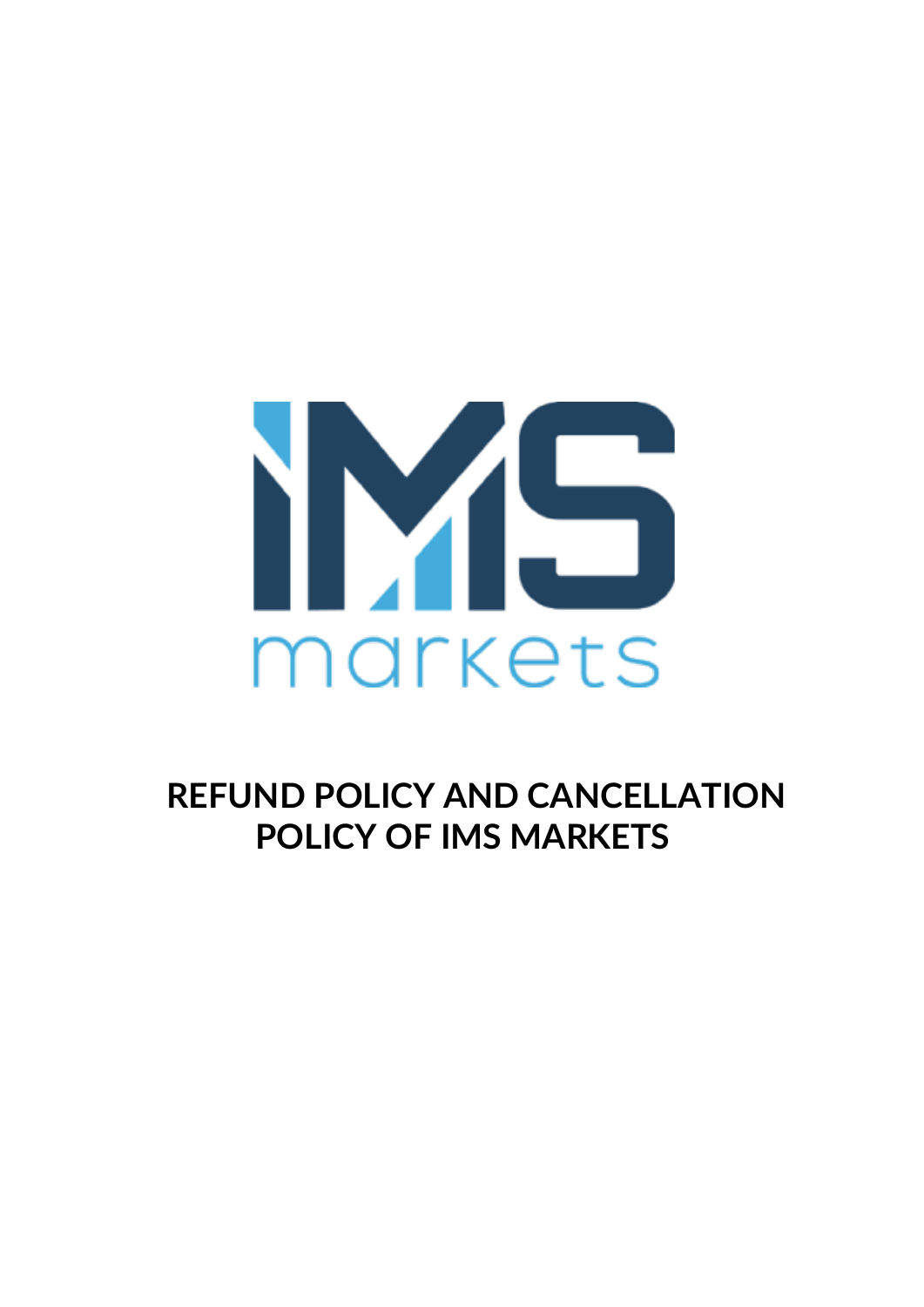# REFUND POLICY AND CANCELLATION POLICY OF IMS MARKETS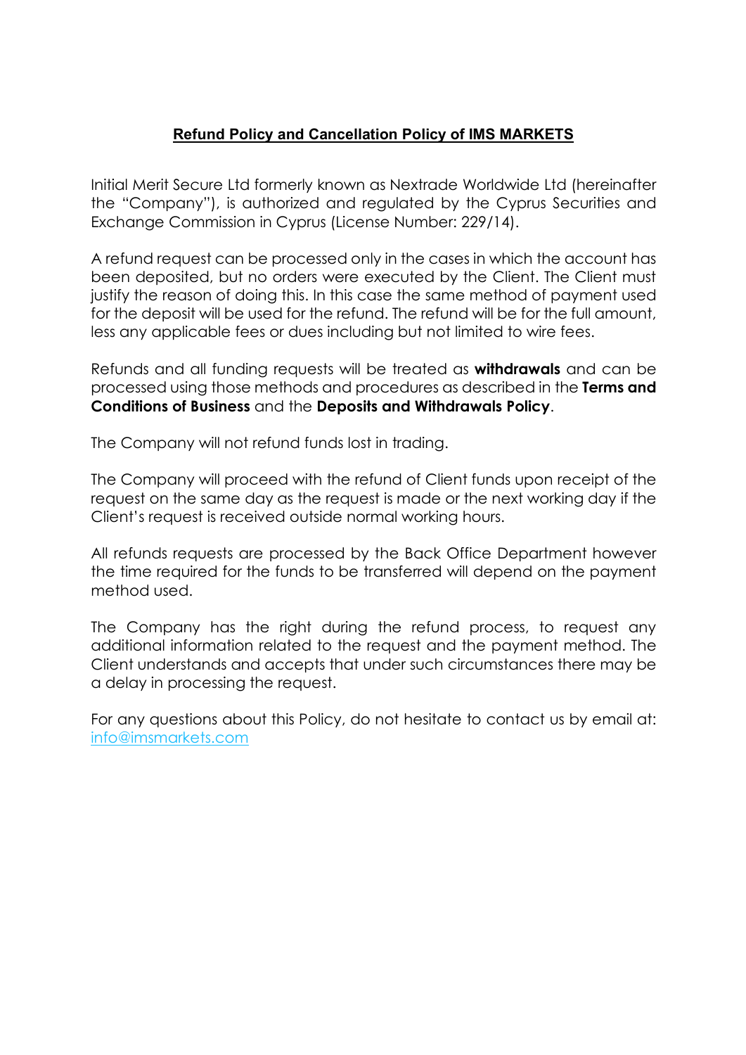## Refund Policy and Cancellation Policy of IMS MARKETS

Initial Merit Secure Ltd formerly known as Nextrade Worldwide Ltd (hereinafter the "Company"), is authorized and regulated by the Cyprus Securities and Exchange Commission in Cyprus (License Number: 229/14).

A refund request can be processed only in the cases in which the account has been deposited, but no orders were executed by the Client. The Client must justify the reason of doing this. In this case the same method of payment used for the deposit will be used for the refund. The refund will be for the full amount, less any applicable fees or dues including but not limited to wire fees.

Refunds and all funding requests will be treated as **withdrawals** and can be processed using those methods and procedures as described in the **Terms and Conditions of Business** and the **Deposits and Withdrawals Policy**.

The Company will not refund funds lost in trading.

The Company will proceed with the refund of Client funds upon receipt of the request on the same day as the request is made or the next working day if the Client's request is received outside normal working hours.

All refunds requests are processed by the Back Office Department however the time required for the funds to be transferred will depend on the payment method used.

The Company has the right during the refund process, to request any additional information related to the request and the payment method. The Client understands and accepts that under such circumstances there may be a delay in processing the request.

For any questions about this Policy, do not hesitate to contact us by email at: info@imsmarkets.com